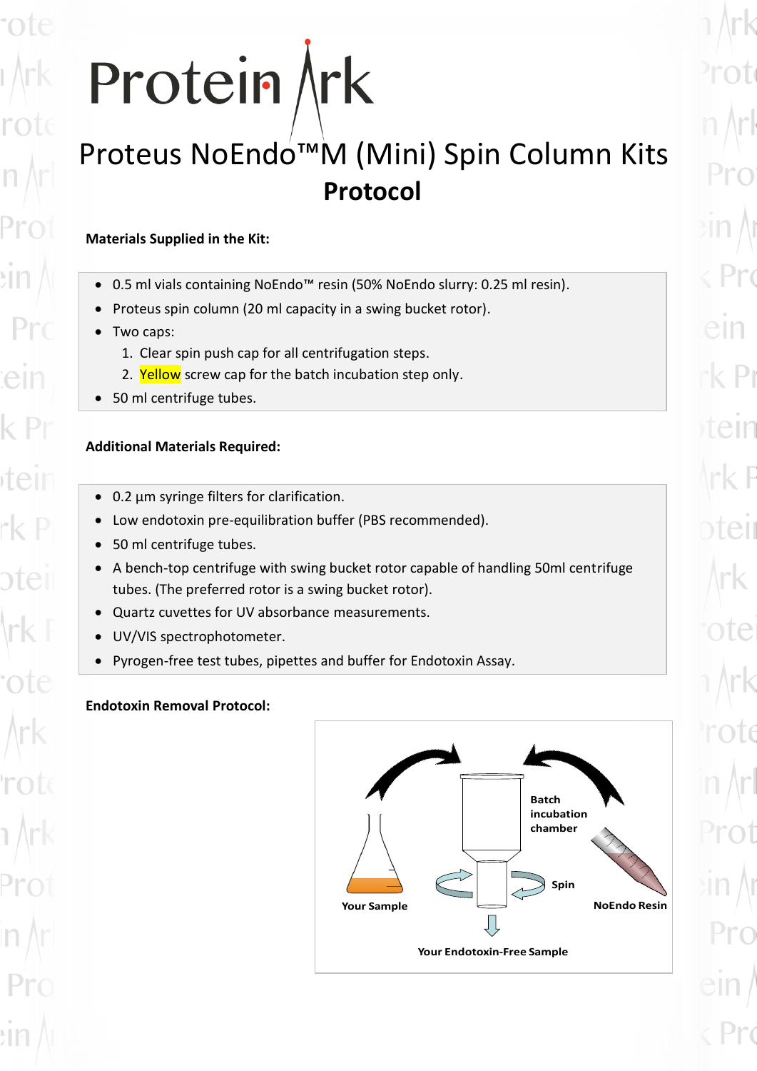# Protein Ark

# Proteus NoEndo™M (Mini) Spin Column Kits

## Protocol

**Materials Supplied in the Kit:**

- 0.5 ml vials containing NoEndo™ resin (50% NoEndo slurry: 0.25 ml resin).
- Proteus spin column (20 ml capacity in a swing bucket rotor).
- Two caps:
  1. Clear spin push cap for all centrifugation steps.
  2. Yellow screw cap for the batch incubation step only.
- 50 ml centrifuge tubes.

**Additional Materials Required:**

- 0.2 µm syringe filters for clarification.
- Low endotoxin pre-equilibration buffer (PBS recommended).
- 50 ml centrifuge tubes.
- A bench-top centrifuge with swing bucket rotor capable of handling 50ml centrifuge tubes. (The preferred rotor is a swing bucket rotor).
- Quartz cuvettes for UV absorbance measurements.
- UV/VIS spectrophotometer.
- Pyrogen-free test tubes, pipettes and buffer for Endotoxin Assay.

**Endotoxin Removal Protocol:**

Batch incubation chamber

Your Sample

Spin

NoEndo Resin

Your Endotoxin-Free Sample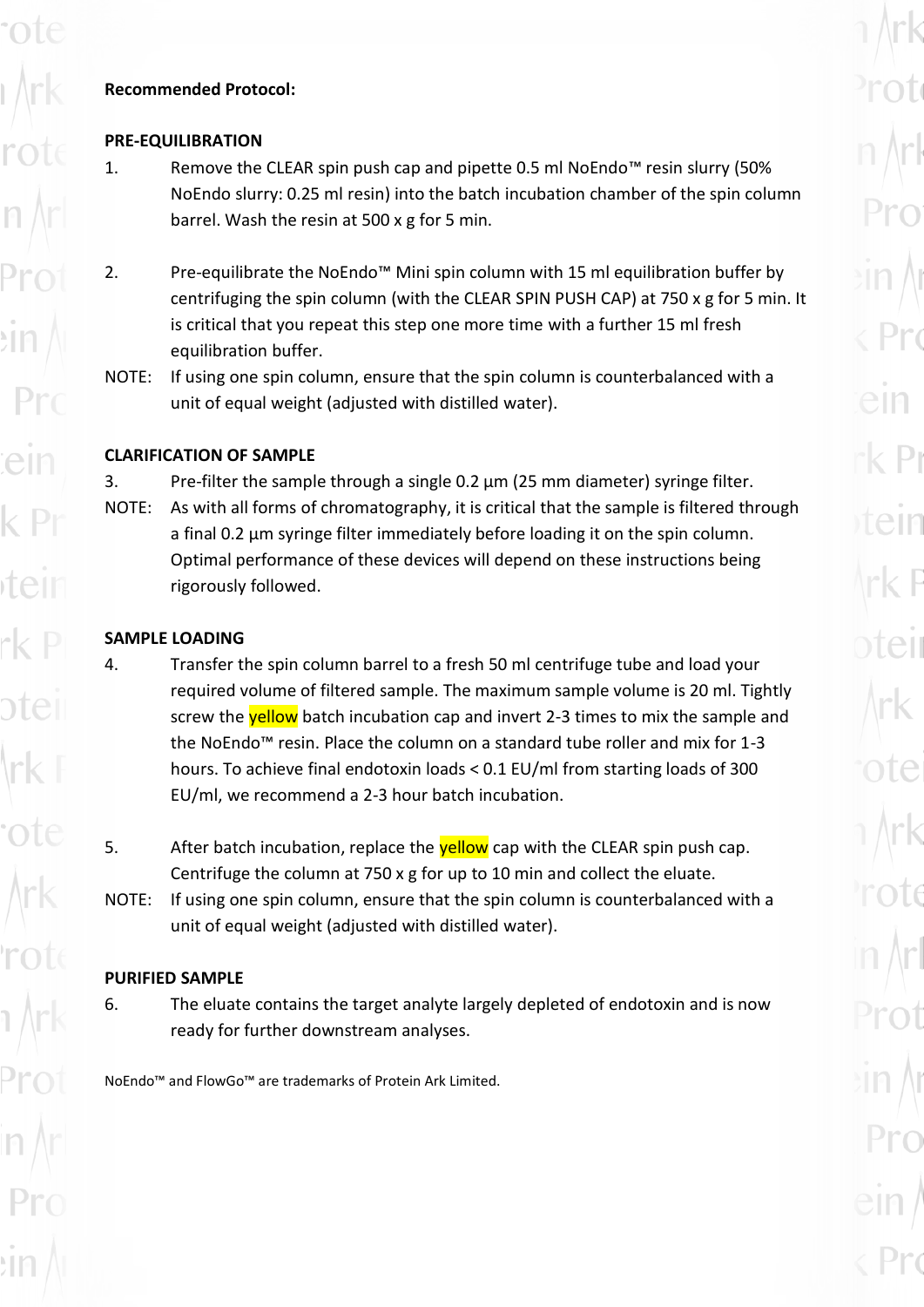**Recommended Protocol:**

**PRE-EQUILIBRATION**

1. Remove the CLEAR spin push cap and pipette 0.5 ml NoEndo™ resin slurry (50% NoEndo slurry: 0.25 ml resin) into the batch incubation chamber of the spin column barrel. Wash the resin at 500 x g for 5 min.

2. Pre-equilibrate the NoEndo™ Mini spin column with 15 ml equilibration buffer by centrifuging the spin column (with the CLEAR SPIN PUSH CAP) at 750 x g for 5 min. It is critical that you repeat this step one more time with a further 15 ml fresh equilibration buffer.

NOTE: If using one spin column, ensure that the spin column is counterbalanced with a unit of equal weight (adjusted with distilled water).

**CLARIFICATION OF SAMPLE**

3. Pre-filter the sample through a single 0.2 µm (25 mm diameter) syringe filter.

NOTE: As with all forms of chromatography, it is critical that the sample is filtered through a final 0.2 µm syringe filter immediately before loading it on the spin column. Optimal performance of these devices will depend on these instructions being rigorously followed.

**SAMPLE LOADING**

4. Transfer the spin column barrel to a fresh 50 ml centrifuge tube and load your required volume of filtered sample. The maximum sample volume is 20 ml. Tightly screw the yellow batch incubation cap and invert 2-3 times to mix the sample and the NoEndo™ resin. Place the column on a standard tube roller and mix for 1-3 hours. To achieve final endotoxin loads < 0.1 EU/ml from starting loads of 300 EU/ml, we recommend a 2-3 hour batch incubation.

5. After batch incubation, replace the yellow cap with the CLEAR spin push cap. Centrifuge the column at 750 x g for up to 10 min and collect the eluate.

NOTE: If using one spin column, ensure that the spin column is counterbalanced with a unit of equal weight (adjusted with distilled water).

**PURIFIED SAMPLE**

6. The eluate contains the target analyte largely depleted of endotoxin and is now ready for further downstream analyses.

NoEndo™ and FlowGo™ are trademarks of Protein Ark Limited.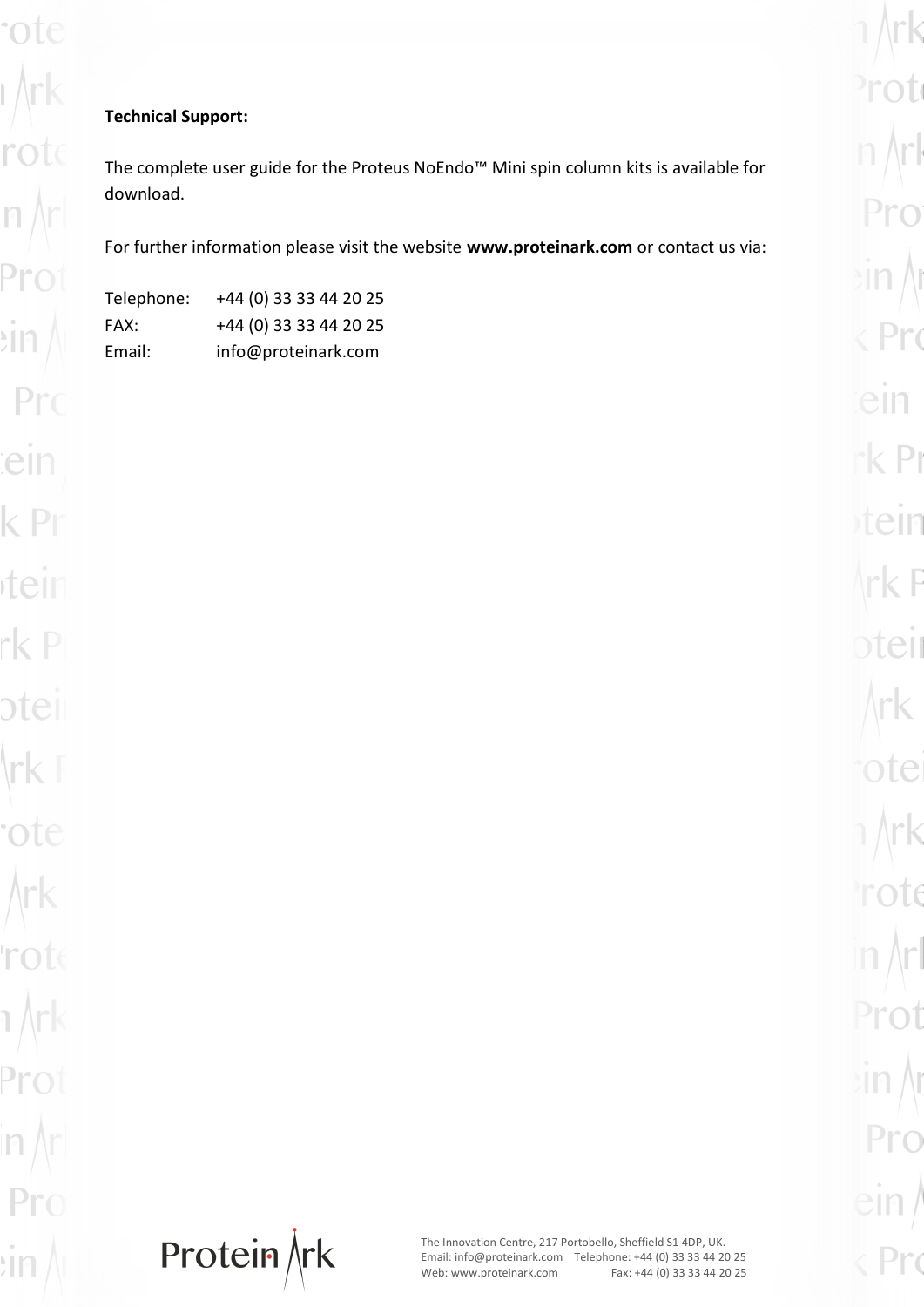**Technical Support:**

The complete user guide for the Proteus NoEndo™ Mini spin column kits is available for download.

For further information please visit the website **www.proteinark.com** or contact us via:

| | |
|---|---|
| Telephone: | +44 (0) 33 33 44 20 25 |
| FAX: | +44 (0) 33 33 44 20 25 |
| Email: | info@proteinark.com |